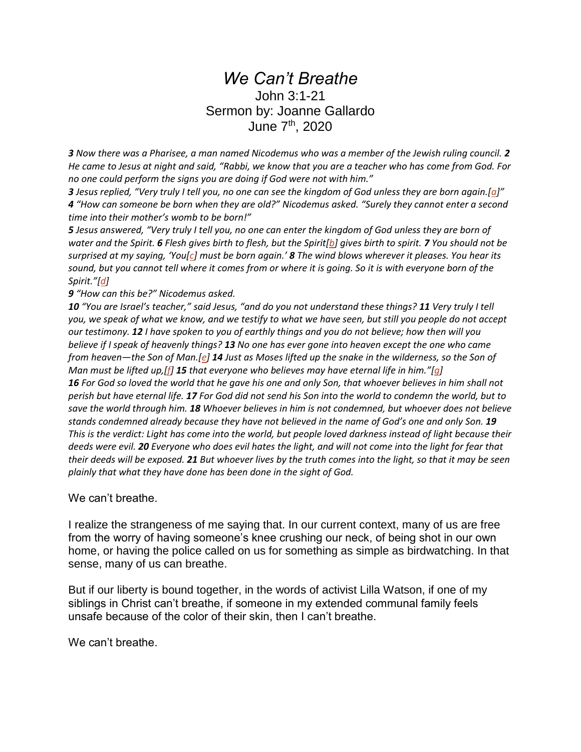# *We Can't Breathe*

John 3:1-21
Sermon by: Joanne Gallardo
June 7th, 2020

***3** Now there was a Pharisee, a man named Nicodemus who was a member of the Jewish ruling council. **2** He came to Jesus at night and said, "Rabbi, we know that you are a teacher who has come from God. For no one could perform the signs you are doing if God were not with him."*
***3** Jesus replied, "Very truly I tell you, no one can see the kingdom of God unless they are born again.[a]"*
***4** "How can someone be born when they are old?" Nicodemus asked. "Surely they cannot enter a second time into their mother's womb to be born!"*
***5** Jesus answered, "Very truly I tell you, no one can enter the kingdom of God unless they are born of water and the Spirit. **6** Flesh gives birth to flesh, but the Spirit[b] gives birth to spirit. **7** You should not be surprised at my saying, 'You[c] must be born again.' **8** The wind blows wherever it pleases. You hear its sound, but you cannot tell where it comes from or where it is going. So it is with everyone born of the Spirit."[d]*
***9** "How can this be?" Nicodemus asked.*
***10** "You are Israel's teacher," said Jesus, "and do you not understand these things? **11** Very truly I tell you, we speak of what we know, and we testify to what we have seen, but still you people do not accept our testimony. **12** I have spoken to you of earthly things and you do not believe; how then will you believe if I speak of heavenly things? **13** No one has ever gone into heaven except the one who came from heaven—the Son of Man.[e] **14** Just as Moses lifted up the snake in the wilderness, so the Son of Man must be lifted up,[f] **15** that everyone who believes may have eternal life in him."[g]*
***16** For God so loved the world that he gave his one and only Son, that whoever believes in him shall not perish but have eternal life. **17** For God did not send his Son into the world to condemn the world, but to save the world through him. **18** Whoever believes in him is not condemned, but whoever does not believe stands condemned already because they have not believed in the name of God's one and only Son. **19** This is the verdict: Light has come into the world, but people loved darkness instead of light because their deeds were evil. **20** Everyone who does evil hates the light, and will not come into the light for fear that their deeds will be exposed. **21** But whoever lives by the truth comes into the light, so that it may be seen plainly that what they have done has been done in the sight of God.*

We can't breathe.

I realize the strangeness of me saying that. In our current context, many of us are free from the worry of having someone's knee crushing our neck, of being shot in our own home, or having the police called on us for something as simple as birdwatching. In that sense, many of us can breathe.

But if our liberty is bound together, in the words of activist Lilla Watson, if one of my siblings in Christ can't breathe, if someone in my extended communal family feels unsafe because of the color of their skin, then I can't breathe.

We can't breathe.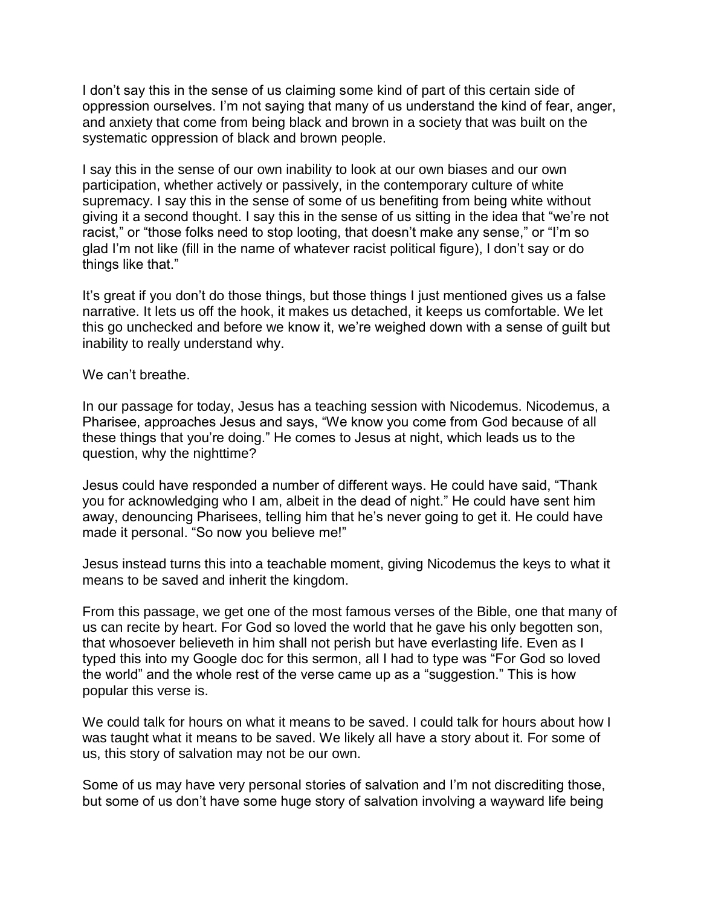I don't say this in the sense of us claiming some kind of part of this certain side of oppression ourselves. I'm not saying that many of us understand the kind of fear, anger, and anxiety that come from being black and brown in a society that was built on the systematic oppression of black and brown people.

I say this in the sense of our own inability to look at our own biases and our own participation, whether actively or passively, in the contemporary culture of white supremacy. I say this in the sense of some of us benefiting from being white without giving it a second thought. I say this in the sense of us sitting in the idea that "we're not racist," or "those folks need to stop looting, that doesn't make any sense," or "I'm so glad I'm not like (fill in the name of whatever racist political figure), I don't say or do things like that."

It's great if you don't do those things, but those things I just mentioned gives us a false narrative. It lets us off the hook, it makes us detached, it keeps us comfortable. We let this go unchecked and before we know it, we're weighed down with a sense of guilt but inability to really understand why.

We can't breathe.

In our passage for today, Jesus has a teaching session with Nicodemus. Nicodemus, a Pharisee, approaches Jesus and says, "We know you come from God because of all these things that you're doing." He comes to Jesus at night, which leads us to the question, why the nighttime?

Jesus could have responded a number of different ways. He could have said, "Thank you for acknowledging who I am, albeit in the dead of night." He could have sent him away, denouncing Pharisees, telling him that he's never going to get it. He could have made it personal. "So now you believe me!"

Jesus instead turns this into a teachable moment, giving Nicodemus the keys to what it means to be saved and inherit the kingdom.

From this passage, we get one of the most famous verses of the Bible, one that many of us can recite by heart. For God so loved the world that he gave his only begotten son, that whosoever believeth in him shall not perish but have everlasting life. Even as I typed this into my Google doc for this sermon, all I had to type was "For God so loved the world" and the whole rest of the verse came up as a "suggestion." This is how popular this verse is.

We could talk for hours on what it means to be saved. I could talk for hours about how I was taught what it means to be saved. We likely all have a story about it. For some of us, this story of salvation may not be our own.

Some of us may have very personal stories of salvation and I'm not discrediting those, but some of us don't have some huge story of salvation involving a wayward life being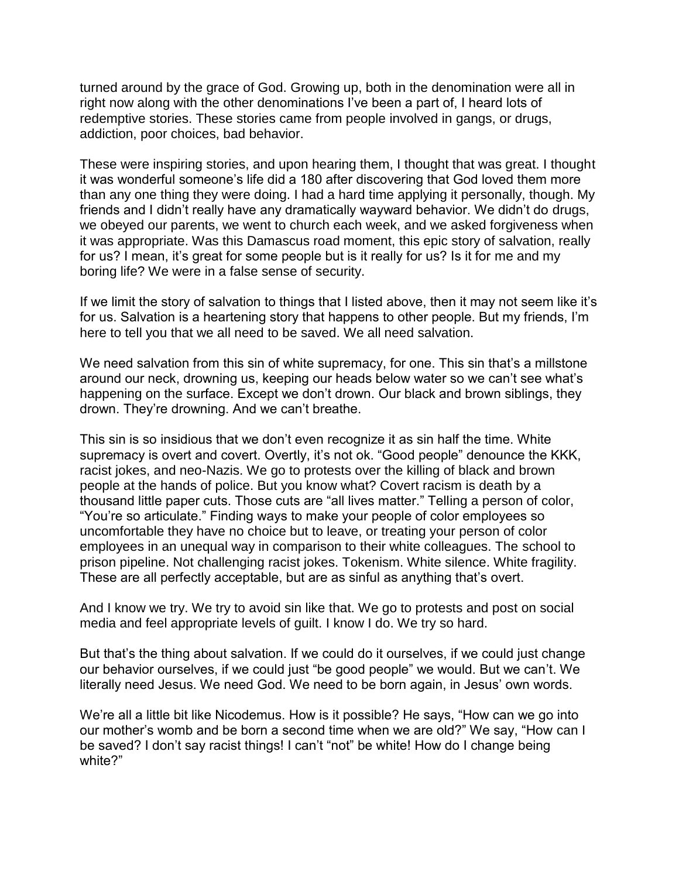turned around by the grace of God. Growing up, both in the denomination were all in right now along with the other denominations I've been a part of, I heard lots of redemptive stories. These stories came from people involved in gangs, or drugs, addiction, poor choices, bad behavior.

These were inspiring stories, and upon hearing them, I thought that was great. I thought it was wonderful someone's life did a 180 after discovering that God loved them more than any one thing they were doing. I had a hard time applying it personally, though. My friends and I didn't really have any dramatically wayward behavior. We didn't do drugs, we obeyed our parents, we went to church each week, and we asked forgiveness when it was appropriate. Was this Damascus road moment, this epic story of salvation, really for us? I mean, it's great for some people but is it really for us? Is it for me and my boring life? We were in a false sense of security.

If we limit the story of salvation to things that I listed above, then it may not seem like it's for us. Salvation is a heartening story that happens to other people. But my friends, I'm here to tell you that we all need to be saved. We all need salvation.

We need salvation from this sin of white supremacy, for one. This sin that's a millstone around our neck, drowning us, keeping our heads below water so we can't see what's happening on the surface. Except we don't drown. Our black and brown siblings, they drown. They're drowning. And we can't breathe.

This sin is so insidious that we don't even recognize it as sin half the time. White supremacy is overt and covert. Overtly, it's not ok. "Good people" denounce the KKK, racist jokes, and neo-Nazis. We go to protests over the killing of black and brown people at the hands of police. But you know what? Covert racism is death by a thousand little paper cuts. Those cuts are "all lives matter." Telling a person of color, "You're so articulate." Finding ways to make your people of color employees so uncomfortable they have no choice but to leave, or treating your person of color employees in an unequal way in comparison to their white colleagues. The school to prison pipeline. Not challenging racist jokes. Tokenism. White silence. White fragility. These are all perfectly acceptable, but are as sinful as anything that's overt.

And I know we try. We try to avoid sin like that. We go to protests and post on social media and feel appropriate levels of guilt. I know I do. We try so hard.

But that's the thing about salvation. If we could do it ourselves, if we could just change our behavior ourselves, if we could just "be good people" we would. But we can't. We literally need Jesus. We need God. We need to be born again, in Jesus' own words.

We're all a little bit like Nicodemus. How is it possible? He says, "How can we go into our mother's womb and be born a second time when we are old?" We say, "How can I be saved? I don't say racist things! I can't "not" be white! How do I change being white?"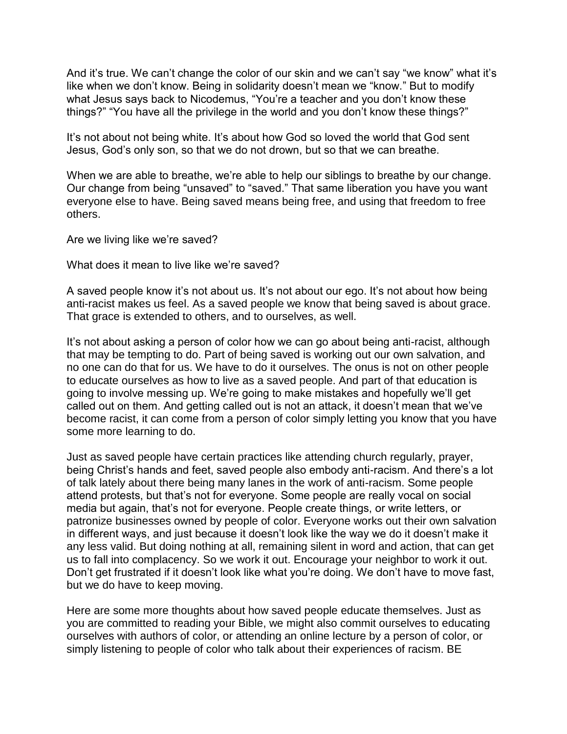And it's true. We can't change the color of our skin and we can't say "we know" what it's like when we don't know. Being in solidarity doesn't mean we "know." But to modify what Jesus says back to Nicodemus, "You're a teacher and you don't know these things?" "You have all the privilege in the world and you don't know these things?"

It's not about not being white. It's about how God so loved the world that God sent Jesus, God's only son, so that we do not drown, but so that we can breathe.

When we are able to breathe, we're able to help our siblings to breathe by our change. Our change from being "unsaved" to "saved." That same liberation you have you want everyone else to have. Being saved means being free, and using that freedom to free others.

Are we living like we're saved?

What does it mean to live like we're saved?

A saved people know it's not about us. It's not about our ego. It's not about how being anti-racist makes us feel. As a saved people we know that being saved is about grace. That grace is extended to others, and to ourselves, as well.

It's not about asking a person of color how we can go about being anti-racist, although that may be tempting to do. Part of being saved is working out our own salvation, and no one can do that for us. We have to do it ourselves. The onus is not on other people to educate ourselves as how to live as a saved people. And part of that education is going to involve messing up. We're going to make mistakes and hopefully we'll get called out on them. And getting called out is not an attack, it doesn't mean that we've become racist, it can come from a person of color simply letting you know that you have some more learning to do.

Just as saved people have certain practices like attending church regularly, prayer, being Christ's hands and feet, saved people also embody anti-racism. And there's a lot of talk lately about there being many lanes in the work of anti-racism. Some people attend protests, but that's not for everyone. Some people are really vocal on social media but again, that's not for everyone. People create things, or write letters, or patronize businesses owned by people of color. Everyone works out their own salvation in different ways, and just because it doesn't look like the way we do it doesn't make it any less valid. But doing nothing at all, remaining silent in word and action, that can get us to fall into complacency. So we work it out. Encourage your neighbor to work it out. Don't get frustrated if it doesn't look like what you're doing. We don't have to move fast, but we do have to keep moving.

Here are some more thoughts about how saved people educate themselves. Just as you are committed to reading your Bible, we might also commit ourselves to educating ourselves with authors of color, or attending an online lecture by a person of color, or simply listening to people of color who talk about their experiences of racism. BE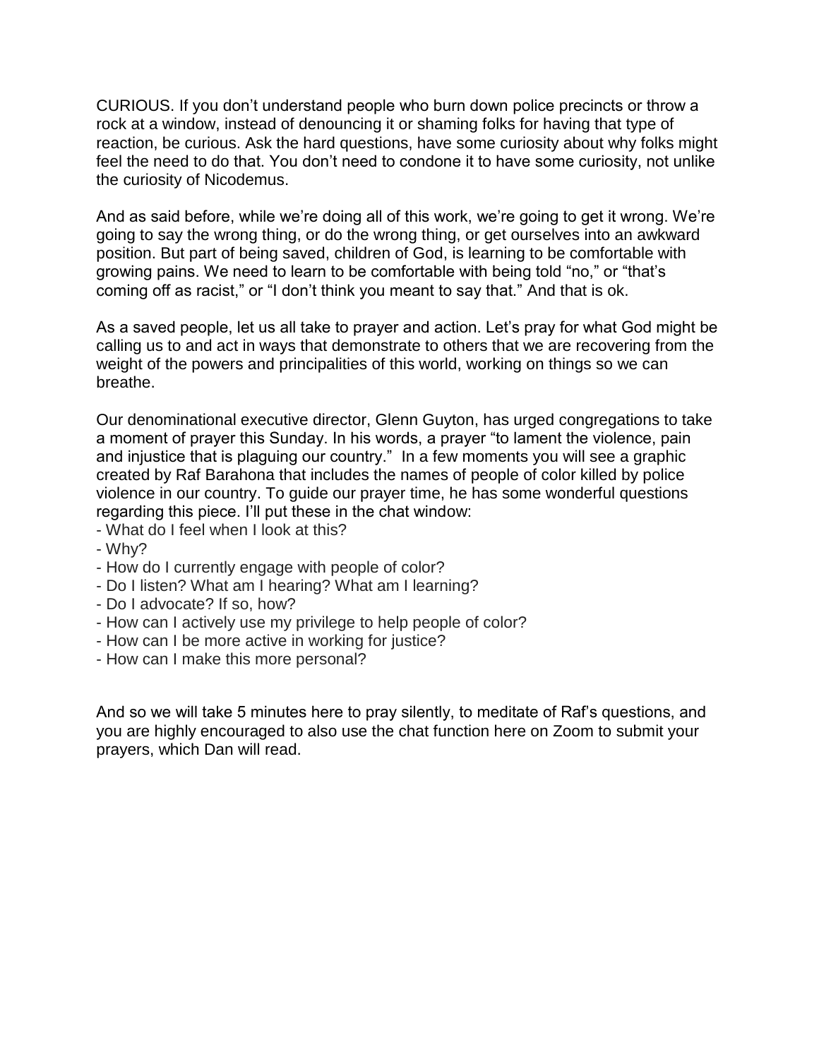CURIOUS. If you don't understand people who burn down police precincts or throw a rock at a window, instead of denouncing it or shaming folks for having that type of reaction, be curious. Ask the hard questions, have some curiosity about why folks might feel the need to do that. You don't need to condone it to have some curiosity, not unlike the curiosity of Nicodemus.

And as said before, while we're doing all of this work, we're going to get it wrong. We're going to say the wrong thing, or do the wrong thing, or get ourselves into an awkward position. But part of being saved, children of God, is learning to be comfortable with growing pains. We need to learn to be comfortable with being told "no," or "that's coming off as racist," or "I don't think you meant to say that." And that is ok.

As a saved people, let us all take to prayer and action. Let's pray for what God might be calling us to and act in ways that demonstrate to others that we are recovering from the weight of the powers and principalities of this world, working on things so we can breathe.

Our denominational executive director, Glenn Guyton, has urged congregations to take a moment of prayer this Sunday. In his words, a prayer "to lament the violence, pain and injustice that is plaguing our country." In a few moments you will see a graphic created by Raf Barahona that includes the names of people of color killed by police violence in our country. To guide our prayer time, he has some wonderful questions regarding this piece. I'll put these in the chat window:

- What do I feel when I look at this?
- Why?
- How do I currently engage with people of color?
- Do I listen? What am I hearing? What am I learning?
- Do I advocate? If so, how?
- How can I actively use my privilege to help people of color?
- How can I be more active in working for justice?
- How can I make this more personal?

And so we will take 5 minutes here to pray silently, to meditate of Raf's questions, and you are highly encouraged to also use the chat function here on Zoom to submit your prayers, which Dan will read.